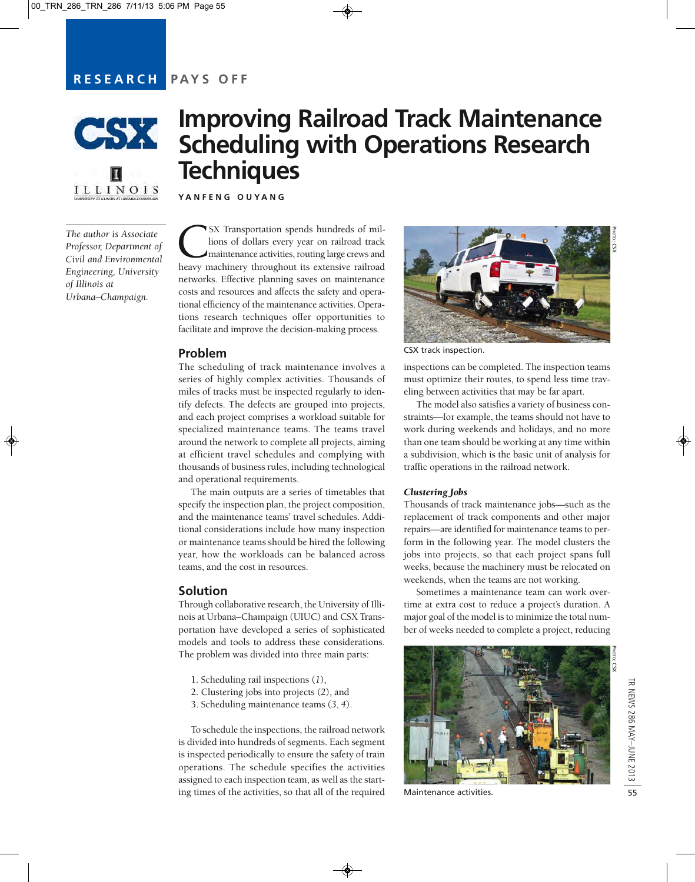RESEARCH PAYS OFF

# Improving Railroad Track Maintenance Scheduling with Operations Research Techniques

**YANFENG OUYANG**

*The author is Associate Professor, Department of Civil and Environmental Engineering, University of Illinois at Urbana–Champaign.*

CSX Transportation spends hundreds of millions of dollars every year on railroad track maintenance activities, routing large crews and heavy machinery throughout its extensive railroad networks. Effective planning saves on maintenance costs and resources and affects the safety and operational efficiency of the maintenance activities. Operations research techniques offer opportunities to facilitate and improve the decision-making process.

## Problem

The scheduling of track maintenance involves a series of highly complex activities. Thousands of miles of tracks must be inspected regularly to identify defects. The defects are grouped into projects, and each project comprises a workload suitable for specialized maintenance teams. The teams travel around the network to complete all projects, aiming at efficient travel schedules and complying with thousands of business rules, including technological and operational requirements.

The main outputs are a series of timetables that specify the inspection plan, the project composition, and the maintenance teams' travel schedules. Additional considerations include how many inspection or maintenance teams should be hired the following year, how the workloads can be balanced across teams, and the cost in resources.

## Solution

Through collaborative research, the University of Illinois at Urbana–Champaign (UIUC) and CSX Transportation have developed a series of sophisticated models and tools to address these considerations. The problem was divided into three main parts:

1. Scheduling rail inspections (*1*),
2. Clustering jobs into projects (*2*), and
3. Scheduling maintenance teams (*3, 4*).

To schedule the inspections, the railroad network is divided into hundreds of segments. Each segment is inspected periodically to ensure the safety of train operations. The schedule specifies the activities assigned to each inspection team, as well as the starting times of the activities, so that all of the required inspections can be completed. The inspection teams must optimize their routes, to spend less time traveling between activities that may be far apart.

CSX track inspection.

The model also satisfies a variety of business constraints—for example, the teams should not have to work during weekends and holidays, and no more than one team should be working at any time within a subdivision, which is the basic unit of analysis for traffic operations in the railroad network.

### *Clustering Jobs*

Thousands of track maintenance jobs—such as the replacement of track components and other major repairs—are identified for maintenance teams to perform in the following year. The model clusters the jobs into projects, so that each project spans full weeks, because the machinery must be relocated on weekends, when the teams are not working.

Sometimes a maintenance team can work overtime at extra cost to reduce a project's duration. A major goal of the model is to minimize the total number of weeks needed to complete a project, reducing

Maintenance activities.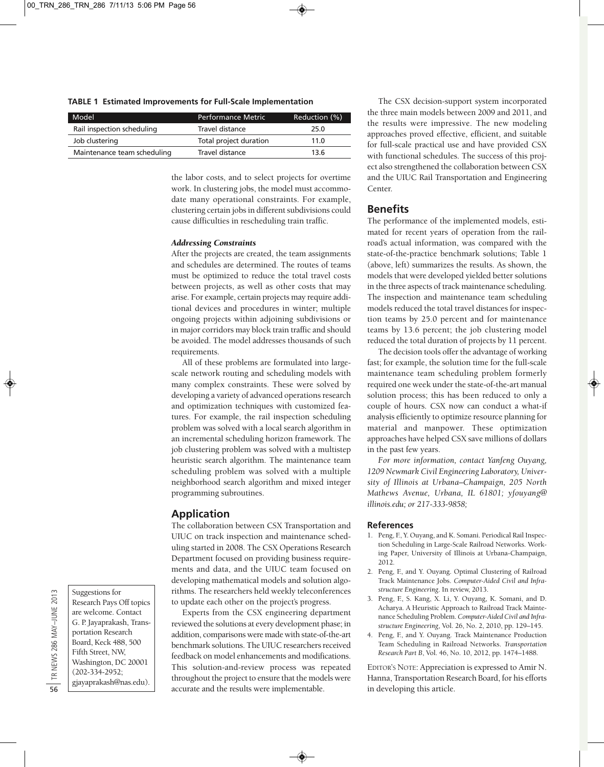**TABLE 1 Estimated Improvements for Full-Scale Implementation**

| Model | Performance Metric | Reduction (%) |
|---|---|---|
| Rail inspection scheduling | Travel distance | 25.0 |
| Job clustering | Total project duration | 11.0 |
| Maintenance team scheduling | Travel distance | 13.6 |

the labor costs, and to select projects for overtime work. In clustering jobs, the model must accommodate many operational constraints. For example, clustering certain jobs in different subdivisions could cause difficulties in rescheduling train traffic.

### *Addressing Constraints*

After the projects are created, the team assignments and schedules are determined. The routes of teams must be optimized to reduce the total travel costs between projects, as well as other costs that may arise. For example, certain projects may require additional devices and procedures in winter; multiple ongoing projects within adjoining subdivisions or in major corridors may block train traffic and should be avoided. The model addresses thousands of such requirements.

All of these problems are formulated into large-scale network routing and scheduling models with many complex constraints. These were solved by developing a variety of advanced operations research and optimization techniques with customized features. For example, the rail inspection scheduling problem was solved with a local search algorithm in an incremental scheduling horizon framework. The job clustering problem was solved with a multistep heuristic search algorithm. The maintenance team scheduling problem was solved with a multiple neighborhood search algorithm and mixed integer programming subroutines.

## Application

The collaboration between CSX Transportation and UIUC on track inspection and maintenance scheduling started in 2008. The CSX Operations Research Department focused on providing business requirements and data, and the UIUC team focused on developing mathematical models and solution algorithms. The researchers held weekly teleconferences to update each other on the project's progress.

Experts from the CSX engineering department reviewed the solutions at every development phase; in addition, comparisons were made with state-of-the-art benchmark solutions. The UIUC researchers received feedback on model enhancements and modifications. This solution-and-review process was repeated throughout the project to ensure that the models were accurate and the results were implementable.

The CSX decision-support system incorporated the three main models between 2009 and 2011, and the results were impressive. The new modeling approaches proved effective, efficient, and suitable for full-scale practical use and have provided CSX with functional schedules. The success of this project also strengthened the collaboration between CSX and the UIUC Rail Transportation and Engineering Center.

## Benefits

The performance of the implemented models, estimated for recent years of operation from the railroad's actual information, was compared with the state-of-the-practice benchmark solutions; Table 1 (above, left) summarizes the results. As shown, the models that were developed yielded better solutions in the three aspects of track maintenance scheduling. The inspection and maintenance team scheduling models reduced the total travel distances for inspection teams by 25.0 percent and for maintenance teams by 13.6 percent; the job clustering model reduced the total duration of projects by 11 percent.

The decision tools offer the advantage of working fast; for example, the solution time for the full-scale maintenance team scheduling problem formerly required one week under the state-of-the-art manual solution process; this has been reduced to only a couple of hours. CSX now can conduct a what-if analysis efficiently to optimize resource planning for material and manpower. These optimization approaches have helped CSX save millions of dollars in the past few years.

*For more information, contact Yanfeng Ouyang, 1209 Newmark Civil Engineering Laboratory, University of Illinois at Urbana–Champaign, 205 North Mathews Avenue, Urbana, IL 61801; yfouyang@illinois.edu; or 217-333-9858;*

### References

1. Peng, F., Y. Ouyang, and K. Somani. Periodical Rail Inspection Scheduling in Large-Scale Railroad Networks. Working Paper, University of Illinois at Urbana-Champaign, 2012.
2. Peng, F., and Y. Ouyang. Optimal Clustering of Railroad Track Maintenance Jobs. *Computer-Aided Civil and Infrastructure Engineering*. In review, 2013.
3. Peng, F., S. Kang, X. Li, Y. Ouyang, K. Somani, and D. Acharya. A Heuristic Approach to Railroad Track Maintenance Scheduling Problem. *Computer-Aided Civil and Infrastructure Engineering*, Vol. 26, No. 2, 2010, pp. 129–145.
4. Peng, F., and Y. Ouyang. Track Maintenance Production Team Scheduling in Railroad Networks. *Transportation Research Part B*, Vol. 46, No. 10, 2012, pp. 1474–1488.

EDITOR'S NOTE: Appreciation is expressed to Amir N. Hanna, Transportation Research Board, for his efforts in developing this article.

Suggestions for Research Pays Off topics are welcome. Contact G. P. Jayaprakash, Transportation Research Board, Keck 488, 500 Fifth Street, NW, Washington, DC 20001 (202-334-2952; gjayaprakash@nas.edu).